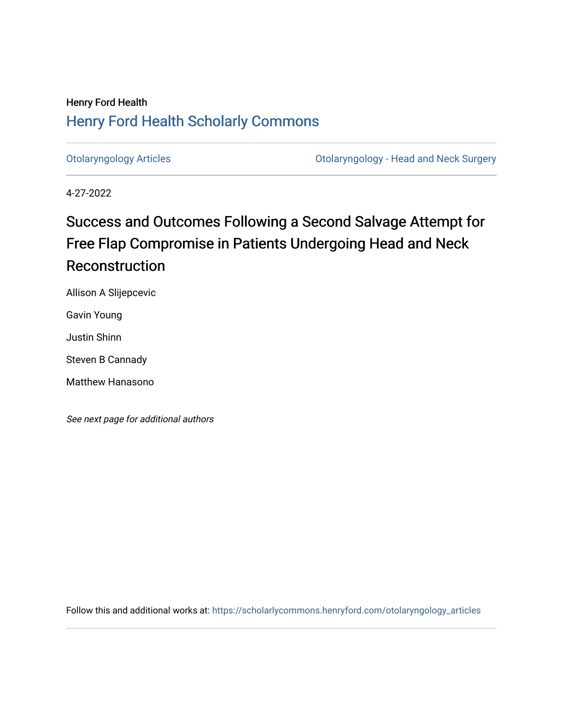Henry Ford Health

# Henry Ford Health Scholarly Commons

Otolaryngology Articles | Otolaryngology - Head and Neck Surgery

4-27-2022

## Success and Outcomes Following a Second Salvage Attempt for Free Flap Compromise in Patients Undergoing Head and Neck Reconstruction

Allison A Slijepcevic

Gavin Young

Justin Shinn

Steven B Cannady

Matthew Hanasono

*See next page for additional authors*

Follow this and additional works at: https://scholarlycommons.henryford.com/otolaryngology_articles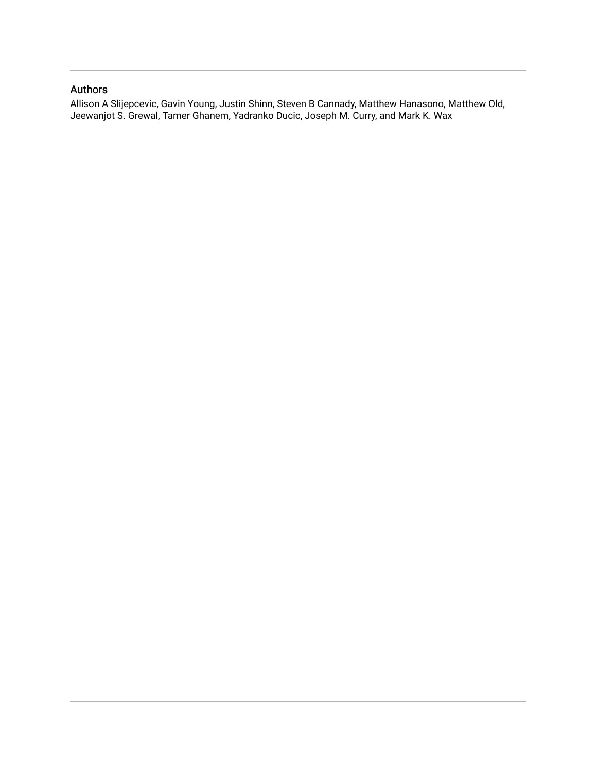## Authors

Allison A Slijepcevic, Gavin Young, Justin Shinn, Steven B Cannady, Matthew Hanasono, Matthew Old, Jeewanjot S. Grewal, Tamer Ghanem, Yadranko Ducic, Joseph M. Curry, and Mark K. Wax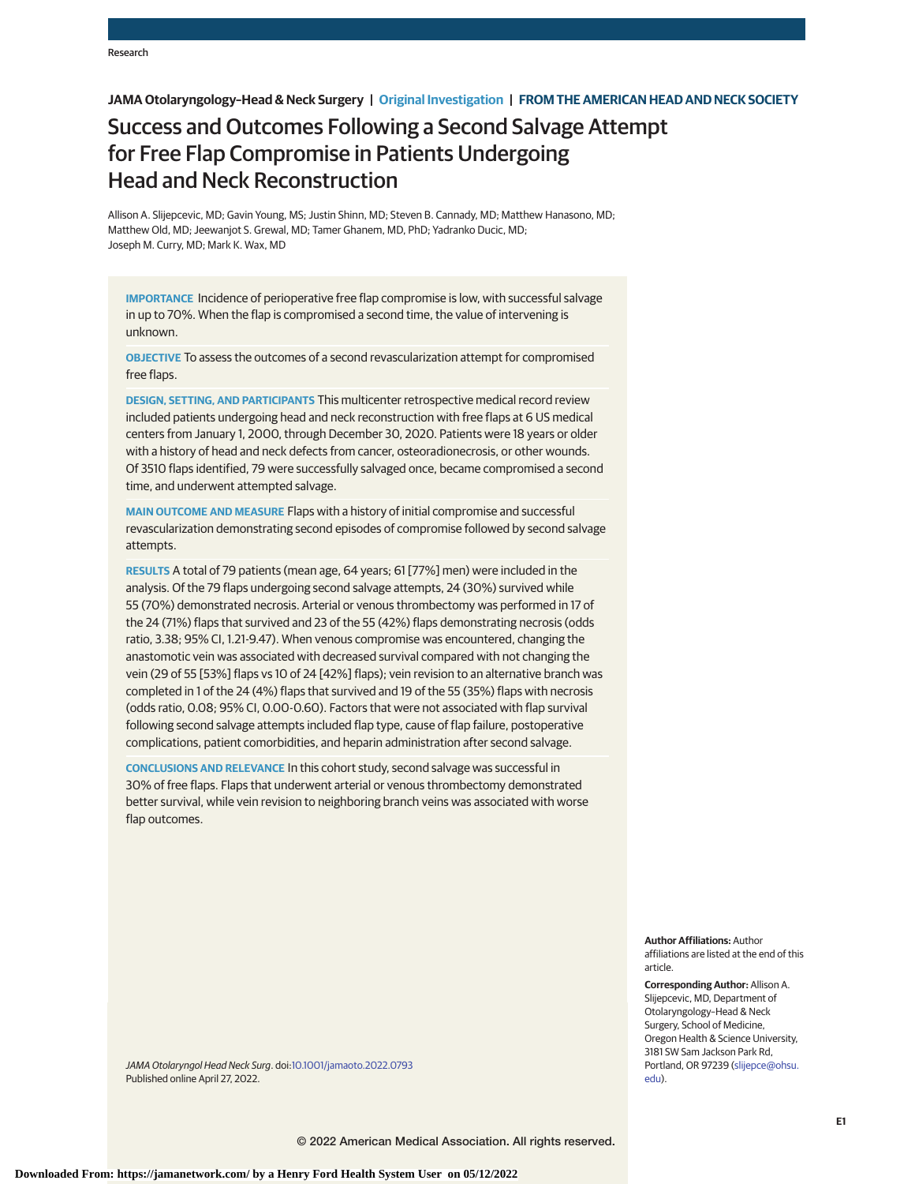JAMA Otolaryngology–Head & Neck Surgery | Original Investigation | FROM THE AMERICAN HEAD AND NECK SOCIETY

# Success and Outcomes Following a Second Salvage Attempt for Free Flap Compromise in Patients Undergoing Head and Neck Reconstruction

Allison A. Slijepcevic, MD; Gavin Young, MS; Justin Shinn, MD; Steven B. Cannady, MD; Matthew Hanasono, MD; Matthew Old, MD; Jeewanjot S. Grewal, MD; Tamer Ghanem, MD, PhD; Yadranko Ducic, MD; Joseph M. Curry, MD; Mark K. Wax, MD

**IMPORTANCE** Incidence of perioperative free flap compromise is low, with successful salvage in up to 70%. When the flap is compromised a second time, the value of intervening is unknown.

**OBJECTIVE** To assess the outcomes of a second revascularization attempt for compromised free flaps.

**DESIGN, SETTING, AND PARTICIPANTS** This multicenter retrospective medical record review included patients undergoing head and neck reconstruction with free flaps at 6 US medical centers from January 1, 2000, through December 30, 2020. Patients were 18 years or older with a history of head and neck defects from cancer, osteoradionecrosis, or other wounds. Of 3510 flaps identified, 79 were successfully salvaged once, became compromised a second time, and underwent attempted salvage.

**MAIN OUTCOME AND MEASURE** Flaps with a history of initial compromise and successful revascularization demonstrating second episodes of compromise followed by second salvage attempts.

**RESULTS** A total of 79 patients (mean age, 64 years; 61 [77%] men) were included in the analysis. Of the 79 flaps undergoing second salvage attempts, 24 (30%) survived while 55 (70%) demonstrated necrosis. Arterial or venous thrombectomy was performed in 17 of the 24 (71%) flaps that survived and 23 of the 55 (42%) flaps demonstrating necrosis (odds ratio, 3.38; 95% CI, 1.21-9.47). When venous compromise was encountered, changing the anastomotic vein was associated with decreased survival compared with not changing the vein (29 of 55 [53%] flaps vs 10 of 24 [42%] flaps); vein revision to an alternative branch was completed in 1 of the 24 (4%) flaps that survived and 19 of the 55 (35%) flaps with necrosis (odds ratio, 0.08; 95% CI, 0.00-0.60). Factors that were not associated with flap survival following second salvage attempts included flap type, cause of flap failure, postoperative complications, patient comorbidities, and heparin administration after second salvage.

**CONCLUSIONS AND RELEVANCE** In this cohort study, second salvage was successful in 30% of free flaps. Flaps that underwent arterial or venous thrombectomy demonstrated better survival, while vein revision to neighboring branch veins was associated with worse flap outcomes.

*JAMA Otolaryngol Head Neck Surg*. doi:10.1001/jamaoto.2022.0793
Published online April 27, 2022.

**Author Affiliations:** Author affiliations are listed at the end of this article.

**Corresponding Author:** Allison A. Slijepcevic, MD, Department of Otolaryngology–Head & Neck Surgery, School of Medicine, Oregon Health & Science University, 3181 SW Sam Jackson Park Rd, Portland, OR 97239 (slijepce@ohsu.edu).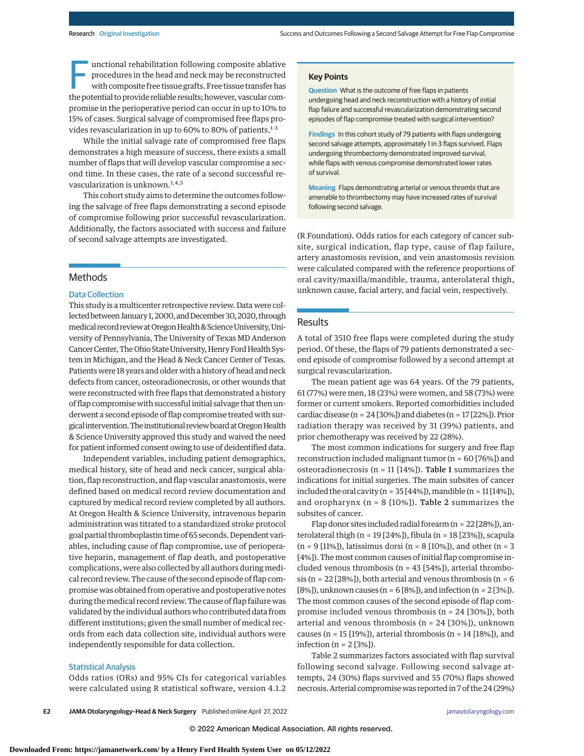Functional rehabilitation following composite ablative procedures in the head and neck may be reconstructed with composite free tissue grafts. Free tissue transfer has the potential to provide reliable results; however, vascular compromise in the perioperative period can occur in up to 10% to 15% of cases. Surgical salvage of compromised free flaps provides revascularization in up to 60% to 80% of patients.[1-3]

While the initial salvage rate of compromised free flaps demonstrates a high measure of success, there exists a small number of flaps that will develop vascular compromise a second time. In these cases, the rate of a second successful revascularization is unknown.[1,4,5]

This cohort study aims to determine the outcomes following the salvage of free flaps demonstrating a second episode of compromise following prior successful revascularization. Additionally, the factors associated with success and failure of second salvage attempts are investigated.

> **Key Points**
>
> **Question** What is the outcome of free flaps in patients undergoing head and neck reconstruction with a history of initial flap failure and successful revascularization demonstrating second episodes of flap compromise treated with surgical intervention?
>
> **Findings** In this cohort study of 79 patients with flaps undergoing second salvage attempts, approximately 1 in 3 flaps survived. Flaps undergoing thrombectomy demonstrated improved survival, while flaps with venous compromise demonstrated lower rates of survival.
>
> **Meaning** Flaps demonstrating arterial or venous thrombi that are amenable to thrombectomy may have increased rates of survival following second salvage.

## Methods

### Data Collection

This study is a multicenter retrospective review. Data were collected between January 1, 2000, and December 30, 2020, through medical record review at Oregon Health & Science University, University of Pennsylvania, The University of Texas MD Anderson Cancer Center, The Ohio State University, Henry Ford Health System in Michigan, and the Head & Neck Cancer Center of Texas. Patients were 18 years and older with a history of head and neck defects from cancer, osteoradionecrosis, or other wounds that were reconstructed with free flaps that demonstrated a history of flap compromise with successful initial salvage that then underwent a second episode of flap compromise treated with surgical intervention. The institutional review board at Oregon Health & Science University approved this study and waived the need for patient informed consent owing to use of deidentified data.

Independent variables, including patient demographics, medical history, site of head and neck cancer, surgical ablation, flap reconstruction, and flap vascular anastomosis, were defined based on medical record review documentation and captured by medical record review completed by all authors. At Oregon Health & Science University, intravenous heparin administration was titrated to a standardized stroke protocol goal partial thromboplastin time of 65 seconds. Dependent variables, including cause of flap compromise, use of perioperative heparin, management of flap death, and postoperative complications, were also collected by all authors during medical record review. The cause of the second episode of flap compromise was obtained from operative and postoperative notes during the medical record review. The cause of flap failure was validated by the individual authors who contributed data from different institutions; given the small number of medical records from each data collection site, individual authors were independently responsible for data collection.

### Statistical Analysis

Odds ratios (ORs) and 95% CIs for categorical variables were calculated using R statistical software, version 4.1.2 (R Foundation). Odds ratios for each category of cancer subsite, surgical indication, flap type, cause of flap failure, artery anastomosis revision, and vein anastomosis revision were calculated compared with the reference proportions of oral cavity/maxilla/mandible, trauma, anterolateral thigh, unknown cause, facial artery, and facial vein, respectively.

## Results

A total of 3510 free flaps were completed during the study period. Of these, the flaps of 79 patients demonstrated a second episode of compromise followed by a second attempt at surgical revascularization.

The mean patient age was 64 years. Of the 79 patients, 61 (77%) were men, 18 (23%) were women, and 58 (73%) were former or current smokers. Reported comorbidities included cardiac disease (n = 24 [30%]) and diabetes (n = 17 [22%]). Prior radiation therapy was received by 31 (39%) patients, and prior chemotherapy was received by 22 (28%).

The most common indications for surgery and free flap reconstruction included malignant tumor (n = 60 [76%]) and osteoradionecrosis (n = 11 [14%]). **Table 1** summarizes the indications for initial surgeries. The main subsites of cancer included the oral cavity (n = 35 [44%]), mandible (n = 11 [14%]), and oropharynx (n = 8 [10%]). **Table 2** summarizes the subsites of cancer.

Flap donor sites included radial forearm (n = 22 [28%]), anterolateral thigh (n = 19 [24%]), fibula (n = 18 [23%]), scapula (n = 9 [11%]), latissimus dorsi (n = 8 [10%]), and other (n = 3 [4%]). The most common causes of initial flap compromise included venous thrombosis (n = 43 [54%]), arterial thrombosis (n = 22 [28%]), both arterial and venous thrombosis (n = 6 [8%]), unknown causes (n = 6 [8%]), and infection (n = 2 [3%]). The most common causes of the second episode of flap compromise included venous thrombosis (n = 24 [30%]), both arterial and venous thrombosis (n = 24 [30%]), unknown causes (n = 15 [19%]), arterial thrombosis (n = 14 [18%]), and infection (n = 2 [3%]).

Table 2 summarizes factors associated with flap survival following second salvage. Following second salvage attempts, 24 (30%) flaps survived and 55 (70%) flaps showed necrosis. Arterial compromise was reported in 7 of the 24 (29%)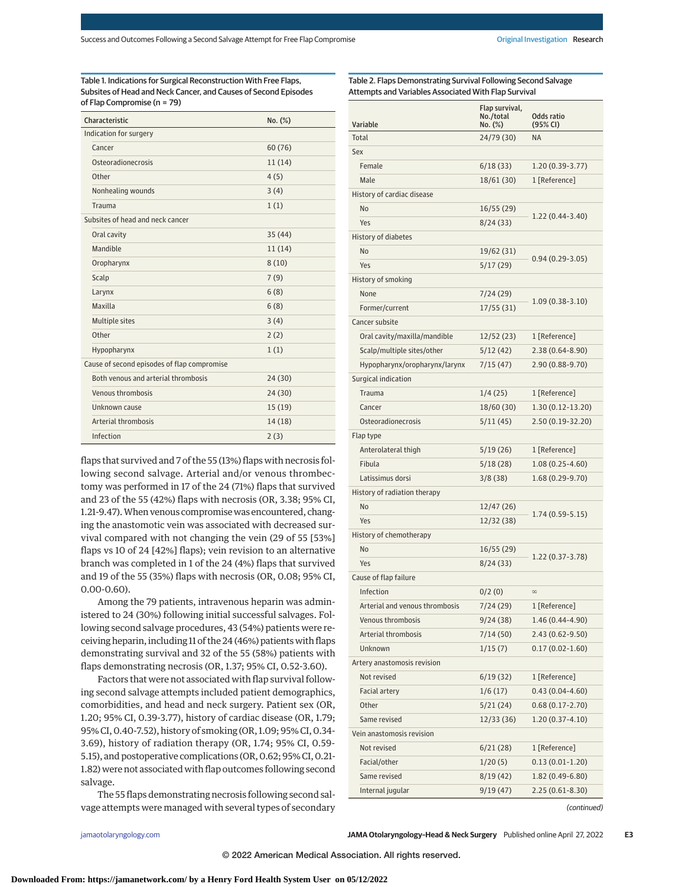Table 1. Indications for Surgical Reconstruction With Free Flaps, Subsites of Head and Neck Cancer, and Causes of Second Episodes of Flap Compromise (n = 79)

| Characteristic | No. (%) |
|---|---|
| Indication for surgery | |
| Cancer | 60 (76) |
| Osteoradionecrosis | 11 (14) |
| Other | 4 (5) |
| Nonhealing wounds | 3 (4) |
| Trauma | 1 (1) |
| Subsites of head and neck cancer | |
| Oral cavity | 35 (44) |
| Mandible | 11 (14) |
| Oropharynx | 8 (10) |
| Scalp | 7 (9) |
| Larynx | 6 (8) |
| Maxilla | 6 (8) |
| Multiple sites | 3 (4) |
| Other | 2 (2) |
| Hypopharynx | 1 (1) |
| Cause of second episodes of flap compromise | |
| Both venous and arterial thrombosis | 24 (30) |
| Venous thrombosis | 24 (30) |
| Unknown cause | 15 (19) |
| Arterial thrombosis | 14 (18) |
| Infection | 2 (3) |

flaps that survived and 7 of the 55 (13%) flaps with necrosis following second salvage. Arterial and/or venous thrombectomy was performed in 17 of the 24 (71%) flaps that survived and 23 of the 55 (42%) flaps with necrosis (OR, 3.38; 95% CI, 1.21-9.47). When venous compromise was encountered, changing the anastomotic vein was associated with decreased survival compared with not changing the vein (29 of 55 [53%] flaps vs 10 of 24 [42%] flaps); vein revision to an alternative branch was completed in 1 of the 24 (4%) flaps that survived and 19 of the 55 (35%) flaps with necrosis (OR, 0.08; 95% CI, 0.00-0.60).

Among the 79 patients, intravenous heparin was administered to 24 (30%) following initial successful salvages. Following second salvage procedures, 43 (54%) patients were receiving heparin, including 11 of the 24 (46%) patients with flaps demonstrating survival and 32 of the 55 (58%) patients with flaps demonstrating necrosis (OR, 1.37; 95% CI, 0.52-3.60).

Factors that were not associated with flap survival following second salvage attempts included patient demographics, comorbidities, and head and neck surgery. Patient sex (OR, 1.20; 95% CI, 0.39-3.77), history of cardiac disease (OR, 1.79; 95% CI, 0.40-7.52), history of smoking (OR, 1.09; 95% CI, 0.34-3.69), history of radiation therapy (OR, 1.74; 95% CI, 0.59-5.15), and postoperative complications (OR, 0.62; 95% CI, 0.21-1.82) were not associated with flap outcomes following second salvage.

The 55 flaps demonstrating necrosis following second salvage attempts were managed with several types of secondary

Table 2. Flaps Demonstrating Survival Following Second Salvage Attempts and Variables Associated With Flap Survival

| Variable | Flap survival, No./total No. (%) | Odds ratio (95% CI) |
|---|---|---|
| Total | 24/79 (30) | NA |
| Sex | | |
| Female | 6/18 (33) | 1.20 (0.39-3.77) |
| Male | 18/61 (30) | 1 [Reference] |
| History of cardiac disease | | |
| No | 16/55 (29) | 1.22 (0.44-3.40) |
| Yes | 8/24 (33) | |
| History of diabetes | | |
| No | 19/62 (31) | 0.94 (0.29-3.05) |
| Yes | 5/17 (29) | |
| History of smoking | | |
| None | 7/24 (29) | 1.09 (0.38-3.10) |
| Former/current | 17/55 (31) | |
| Cancer subsite | | |
| Oral cavity/maxilla/mandible | 12/52 (23) | 1 [Reference] |
| Scalp/multiple sites/other | 5/12 (42) | 2.38 (0.64-8.90) |
| Hypopharynx/oropharynx/larynx | 7/15 (47) | 2.90 (0.88-9.70) |
| Surgical indication | | |
| Trauma | 1/4 (25) | 1 [Reference] |
| Cancer | 18/60 (30) | 1.30 (0.12-13.20) |
| Osteoradionecrosis | 5/11 (45) | 2.50 (0.19-32.20) |
| Flap type | | |
| Anterolateral thigh | 5/19 (26) | 1 [Reference] |
| Fibula | 5/18 (28) | 1.08 (0.25-4.60) |
| Latissimus dorsi | 3/8 (38) | 1.68 (0.29-9.70) |
| History of radiation therapy | | |
| No | 12/47 (26) | 1.74 (0.59-5.15) |
| Yes | 12/32 (38) | |
| History of chemotherapy | | |
| No | 16/55 (29) | 1.22 (0.37-3.78) |
| Yes | 8/24 (33) | |
| Cause of flap failure | | |
| Infection | 0/2 (0) | ∞ |
| Arterial and venous thrombosis | 7/24 (29) | 1 [Reference] |
| Venous thrombosis | 9/24 (38) | 1.46 (0.44-4.90) |
| Arterial thrombosis | 7/14 (50) | 2.43 (0.62-9.50) |
| Unknown | 1/15 (7) | 0.17 (0.02-1.60) |
| Artery anastomosis revision | | |
| Not revised | 6/19 (32) | 1 [Reference] |
| Facial artery | 1/6 (17) | 0.43 (0.04-4.60) |
| Other | 5/21 (24) | 0.68 (0.17-2.70) |
| Same revised | 12/33 (36) | 1.20 (0.37-4.10) |
| Vein anastomosis revision | | |
| Not revised | 6/21 (28) | 1 [Reference] |
| Facial/other | 1/20 (5) | 0.13 (0.01-1.20) |
| Same revised | 8/19 (42) | 1.82 (0.49-6.80) |
| Internal jugular | 9/19 (47) | 2.25 (0.61-8.30) |

(continued)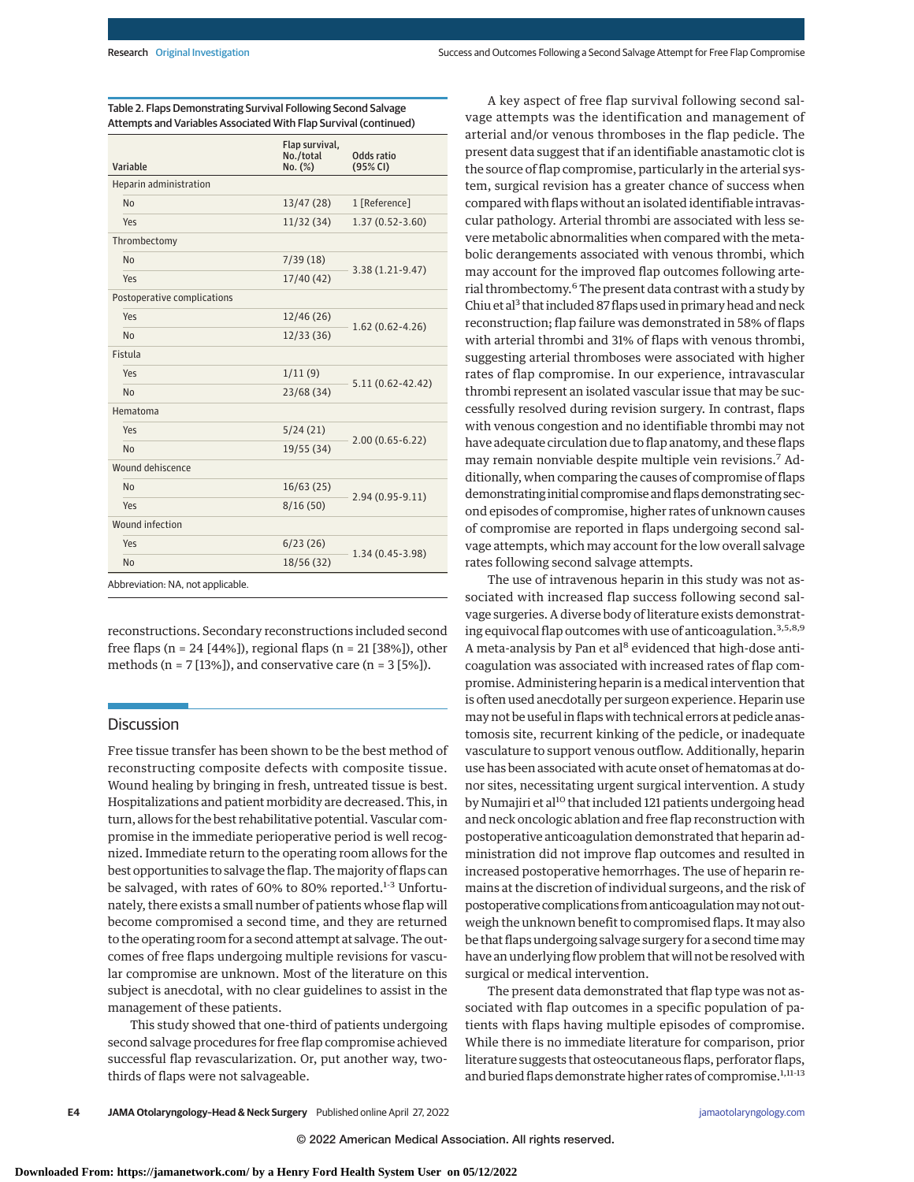Table 2. Flaps Demonstrating Survival Following Second Salvage Attempts and Variables Associated With Flap Survival (continued)

| Variable | Flap survival, No./total No. (%) | Odds ratio (95% CI) |
|---|---|---|
| Heparin administration | | |
| No | 13/47 (28) | 1 [Reference] |
| Yes | 11/32 (34) | 1.37 (0.52-3.60) |
| Thrombectomy | | |
| No | 7/39 (18) | 3.38 (1.21-9.47) |
| Yes | 17/40 (42) | |
| Postoperative complications | | |
| Yes | 12/46 (26) | 1.62 (0.62-4.26) |
| No | 12/33 (36) | |
| Fistula | | |
| Yes | 1/11 (9) | 5.11 (0.62-42.42) |
| No | 23/68 (34) | |
| Hematoma | | |
| Yes | 5/24 (21) | 2.00 (0.65-6.22) |
| No | 19/55 (34) | |
| Wound dehiscence | | |
| No | 16/63 (25) | 2.94 (0.95-9.11) |
| Yes | 8/16 (50) | |
| Wound infection | | |
| Yes | 6/23 (26) | 1.34 (0.45-3.98) |
| No | 18/56 (32) | |

Abbreviation: NA, not applicable.

reconstructions. Secondary reconstructions included second free flaps (n = 24 [44%]), regional flaps (n = 21 [38%]), other methods (n = 7 [13%]), and conservative care (n = 3 [5%]).

## Discussion

Free tissue transfer has been shown to be the best method of reconstructing composite defects with composite tissue. Wound healing by bringing in fresh, untreated tissue is best. Hospitalizations and patient morbidity are decreased. This, in turn, allows for the best rehabilitative potential. Vascular compromise in the immediate perioperative period is well recognized. Immediate return to the operating room allows for the best opportunities to salvage the flap. The majority of flaps can be salvaged, with rates of 60% to 80% reported.[1-3] Unfortunately, there exists a small number of patients whose flap will become compromised a second time, and they are returned to the operating room for a second attempt at salvage. The outcomes of free flaps undergoing multiple revisions for vascular compromise are unknown. Most of the literature on this subject is anecdotal, with no clear guidelines to assist in the management of these patients.

This study showed that one-third of patients undergoing second salvage procedures for free flap compromise achieved successful flap revascularization. Or, put another way, two-thirds of flaps were not salvageable.

A key aspect of free flap survival following second salvage attempts was the identification and management of arterial and/or venous thromboses in the flap pedicle. The present data suggest that if an identifiable anastamotic clot is the source of flap compromise, particularly in the arterial system, surgical revision has a greater chance of success when compared with flaps without an isolated identifiable intravascular pathology. Arterial thrombi are associated with less severe metabolic abnormalities when compared with the metabolic derangements associated with venous thrombi, which may account for the improved flap outcomes following arterial thrombectomy.[6] The present data contrast with a study by Chiu et al[3] that included 87 flaps used in primary head and neck reconstruction; flap failure was demonstrated in 58% of flaps with arterial thrombi and 31% of flaps with venous thrombi, suggesting arterial thromboses were associated with higher rates of flap compromise. In our experience, intravascular thrombi represent an isolated vascular issue that may be successfully resolved during revision surgery. In contrast, flaps with venous congestion and no identifiable thrombi may not have adequate circulation due to flap anatomy, and these flaps may remain nonviable despite multiple vein revisions.[7] Additionally, when comparing the causes of compromise of flaps demonstrating initial compromise and flaps demonstrating second episodes of compromise, higher rates of unknown causes of compromise are reported in flaps undergoing second salvage attempts, which may account for the low overall salvage rates following second salvage attempts.

The use of intravenous heparin in this study was not associated with increased flap success following second salvage surgeries. A diverse body of literature exists demonstrating equivocal flap outcomes with use of anticoagulation.[3,5,8,9] A meta-analysis by Pan et al[8] evidenced that high-dose anticoagulation was associated with increased rates of flap compromise. Administering heparin is a medical intervention that is often used anecdotally per surgeon experience. Heparin use may not be useful in flaps with technical errors at pedicle anastomosis site, recurrent kinking of the pedicle, or inadequate vasculature to support venous outflow. Additionally, heparin use has been associated with acute onset of hematomas at donor sites, necessitating urgent surgical intervention. A study by Numajiri et al[10] that included 121 patients undergoing head and neck oncologic ablation and free flap reconstruction with postoperative anticoagulation demonstrated that heparin administration did not improve flap outcomes and resulted in increased postoperative hemorrhages. The use of heparin remains at the discretion of individual surgeons, and the risk of postoperative complications from anticoagulation may not outweigh the unknown benefit to compromised flaps. It may also be that flaps undergoing salvage surgery for a second time may have an underlying flow problem that will not be resolved with surgical or medical intervention.

The present data demonstrated that flap type was not associated with flap outcomes in a specific population of patients with flaps having multiple episodes of compromise. While there is no immediate literature for comparison, prior literature suggests that osteocutaneous flaps, perforator flaps, and buried flaps demonstrate higher rates of compromise.[1,11-13]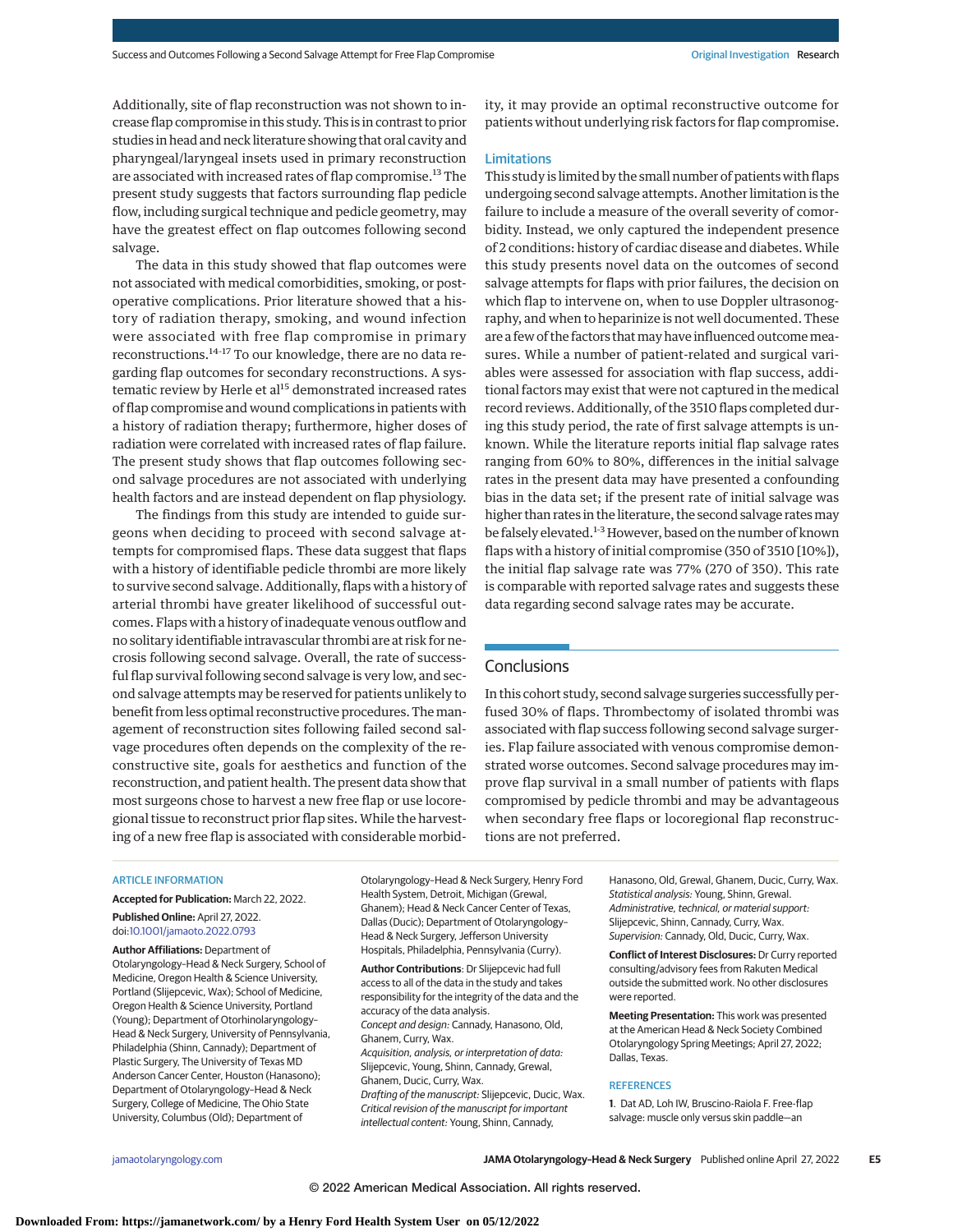Additionally, site of flap reconstruction was not shown to increase flap compromise in this study. This is in contrast to prior studies in head and neck literature showing that oral cavity and pharyngeal/laryngeal insets used in primary reconstruction are associated with increased rates of flap compromise.[13] The present study suggests that factors surrounding flap pedicle flow, including surgical technique and pedicle geometry, may have the greatest effect on flap outcomes following second salvage.

The data in this study showed that flap outcomes were not associated with medical comorbidities, smoking, or postoperative complications. Prior literature showed that a history of radiation therapy, smoking, and wound infection were associated with free flap compromise in primary reconstructions.[14-17] To our knowledge, there are no data regarding flap outcomes for secondary reconstructions. A systematic review by Herle et al[15] demonstrated increased rates of flap compromise and wound complications in patients with a history of radiation therapy; furthermore, higher doses of radiation were correlated with increased rates of flap failure. The present study shows that flap outcomes following second salvage procedures are not associated with underlying health factors and are instead dependent on flap physiology.

The findings from this study are intended to guide surgeons when deciding to proceed with second salvage attempts for compromised flaps. These data suggest that flaps with a history of identifiable pedicle thrombi are more likely to survive second salvage. Additionally, flaps with a history of arterial thrombi have greater likelihood of successful outcomes. Flaps with a history of inadequate venous outflow and no solitary identifiable intravascular thrombi are at risk for necrosis following second salvage. Overall, the rate of successful flap survival following second salvage is very low, and second salvage attempts may be reserved for patients unlikely to benefit from less optimal reconstructive procedures. The management of reconstruction sites following failed second salvage procedures often depends on the complexity of the reconstructive site, goals for aesthetics and function of the reconstruction, and patient health. The present data show that most surgeons chose to harvest a new free flap or use locoregional tissue to reconstruct prior flap sites. While the harvesting of a new free flap is associated with considerable morbidity, it may provide an optimal reconstructive outcome for patients without underlying risk factors for flap compromise.

### Limitations

This study is limited by the small number of patients with flaps undergoing second salvage attempts. Another limitation is the failure to include a measure of the overall severity of comorbidity. Instead, we only captured the independent presence of 2 conditions: history of cardiac disease and diabetes. While this study presents novel data on the outcomes of second salvage attempts for flaps with prior failures, the decision on which flap to intervene on, when to use Doppler ultrasonography, and when to heparinize is not well documented. These are a few of the factors that may have influenced outcome measures. While a number of patient-related and surgical variables were assessed for association with flap success, additional factors may exist that were not captured in the medical record reviews. Additionally, of the 3510 flaps completed during this study period, the rate of first salvage attempts is unknown. While the literature reports initial flap salvage rates ranging from 60% to 80%, differences in the initial salvage rates in the present data may have presented a confounding bias in the data set; if the present rate of initial salvage was higher than rates in the literature, the second salvage rates may be falsely elevated.[1-3] However, based on the number of known flaps with a history of initial compromise (350 of 3510 [10%]), the initial flap salvage rate was 77% (270 of 350). This rate is comparable with reported salvage rates and suggests these data regarding second salvage rates may be accurate.

## Conclusions

In this cohort study, second salvage surgeries successfully perfused 30% of flaps. Thrombectomy of isolated thrombi was associated with flap success following second salvage surgeries. Flap failure associated with venous compromise demonstrated worse outcomes. Second salvage procedures may improve flap survival in a small number of patients with flaps compromised by pedicle thrombi and may be advantageous when secondary free flaps or locoregional flap reconstructions are not preferred.

ARTICLE INFORMATION

**Accepted for Publication:** March 22, 2022.

**Published Online:** April 27, 2022. doi:10.1001/jamaoto.2022.0793

**Author Affiliations:** Department of Otolaryngology–Head & Neck Surgery, School of Medicine, Oregon Health & Science University, Portland (Slijepcevic, Wax); School of Medicine, Oregon Health & Science University, Portland (Young); Department of Otorhinolaryngology–Head & Neck Surgery, University of Pennsylvania, Philadelphia (Shinn, Cannady); Department of Plastic Surgery, The University of Texas MD Anderson Cancer Center, Houston (Hanasono); Department of Otolaryngology–Head & Neck Surgery, College of Medicine, The Ohio State University, Columbus (Old); Department of Otolaryngology–Head & Neck Surgery, Henry Ford Health System, Detroit, Michigan (Grewal, Ghanem); Head & Neck Cancer Center of Texas, Dallas (Ducic); Department of Otolaryngology–Head & Neck Surgery, Jefferson University Hospitals, Philadelphia, Pennsylvania (Curry).

**Author Contributions**: Dr Slijepcevic had full access to all of the data in the study and takes responsibility for the integrity of the data and the accuracy of the data analysis.
*Concept and design:* Cannady, Hanasono, Old, Ghanem, Curry, Wax.
*Acquisition, analysis, or interpretation of data:* Slijepcevic, Young, Shinn, Cannady, Grewal, Ghanem, Ducic, Curry, Wax.
*Drafting of the manuscript:* Slijepcevic, Ducic, Wax.
*Critical revision of the manuscript for important intellectual content:* Young, Shinn, Cannady, Hanasono, Old, Grewal, Ghanem, Ducic, Curry, Wax.
*Statistical analysis:* Young, Shinn, Grewal.
*Administrative, technical, or material support:* Slijepcevic, Shinn, Cannady, Curry, Wax.
*Supervision:* Cannady, Old, Ducic, Curry, Wax.

**Conflict of Interest Disclosures:** Dr Curry reported consulting/advisory fees from Rakuten Medical outside the submitted work. No other disclosures were reported.

**Meeting Presentation:** This work was presented at the American Head & Neck Society Combined Otolaryngology Spring Meetings; April 27, 2022; Dallas, Texas.

REFERENCES

1. Dat AD, Loh IW, Bruscino-Raiola F. Free-flap salvage: muscle only versus skin paddle—an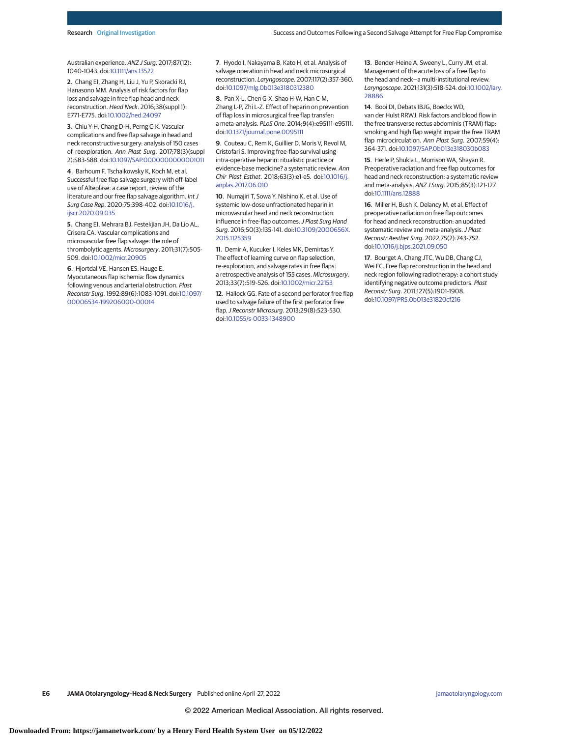Australian experience. *ANZ J Surg*. 2017;87(12):1040-1043. doi:10.1111/ans.13522

2. Chang EI, Zhang H, Liu J, Yu P, Skoracki RJ, Hanasono MM. Analysis of risk factors for flap loss and salvage in free flap head and neck reconstruction. *Head Neck*. 2016;38(suppl 1):E771-E775. doi:10.1002/hed.24097

3. Chiu Y-H, Chang D-H, Perng C-K. Vascular complications and free flap salvage in head and neck reconstructive surgery: analysis of 150 cases of reexploration. *Ann Plast Surg*. 2017;78(3)(suppl 2):S83-S88. doi:10.1097/SAP.0000000000001011

4. Barhoum F, Tschaikowsky K, Koch M, et al. Successful free flap salvage surgery with off-label use of Alteplase: a case report, review of the literature and our free flap salvage algorithm. *Int J Surg Case Rep*. 2020;75:398-402. doi:10.1016/j.ijscr.2020.09.035

5. Chang EI, Mehrara BJ, Festekjian JH, Da Lio AL, Crisera CA. Vascular complications and microvascular free flap salvage: the role of thrombolytic agents. *Microsurgery*. 2011;31(7):505-509. doi:10.1002/micr.20905

6. Hjortdal VE, Hansen ES, Hauge E. Myocutaneous flap ischemia: flow dynamics following venous and arterial obstruction. *Plast Reconstr Surg*. 1992;89(6):1083-1091. doi:10.1097/00006534-199206000-00014

7. Hyodo I, Nakayama B, Kato H, et al. Analysis of salvage operation in head and neck microsurgical reconstruction. *Laryngoscope*. 2007;117(2):357-360. doi:10.1097/mlg.0b013e3180312380

8. Pan X-L, Chen G-X, Shao H-W, Han C-M, Zhang L-P, Zhi L-Z. Effect of heparin on prevention of flap loss in microsurgical free flap transfer: a meta-analysis. *PLoS One*. 2014;9(4):e95111-e95111. doi:10.1371/journal.pone.0095111

9. Couteau C, Rem K, Guillier D, Moris V, Revol M, Cristofari S. Improving free-flap survival using intra-operative heparin: ritualistic practice or evidence-base medicine? a systematic review. *Ann Chir Plast Esthet*. 2018;63(3):e1-e5. doi:10.1016/j.anplas.2017.06.010

10. Numajiri T, Sowa Y, Nishino K, et al. Use of systemic low-dose unfractionated heparin in microvascular head and neck reconstruction: influence in free-flap outcomes. *J Plast Surg Hand Surg*. 2016;50(3):135-141. doi:10.3109/2000656X.2015.1125359

11. Demir A, Kucuker I, Keles MK, Demirtas Y. The effect of learning curve on flap selection, re-exploration, and salvage rates in free flaps: a retrospective analysis of 155 cases. *Microsurgery*. 2013;33(7):519-526. doi:10.1002/micr.22153

12. Hallock GG. Fate of a second perforator free flap used to salvage failure of the first perforator free flap. *J Reconstr Microsurg*. 2013;29(8):523-530. doi:10.1055/s-0033-1348900

13. Bender-Heine A, Sweeny L, Curry JM, et al. Management of the acute loss of a free flap to the head and neck—a multi-institutional review. *Laryngoscope*. 2021;131(3):518-524. doi:10.1002/lary.28886

14. Booi DI, Debats IBJG, Boeckx WD, van der Hulst RRWJ. Risk factors and blood flow in the free transverse rectus abdominis (TRAM) flap: smoking and high flap weight impair the free TRAM flap microcirculation. *Ann Plast Surg*. 2007;59(4):364-371. doi:10.1097/SAP.0b013e318030b083

15. Herle P, Shukla L, Morrison WA, Shayan R. Preoperative radiation and free flap outcomes for head and neck reconstruction: a systematic review and meta-analysis. *ANZ J Surg*. 2015;85(3):121-127. doi:10.1111/ans.12888

16. Miller H, Bush K, Delancy M, et al. Effect of preoperative radiation on free flap outcomes for head and neck reconstruction: an updated systematic review and meta-analysis. *J Plast Reconstr Aesthet Surg*. 2022;75(2):743-752. doi:10.1016/j.bjps.2021.09.050

17. Bourget A, Chang JTC, Wu DB, Chang CJ, Wei FC. Free flap reconstruction in the head and neck region following radiotherapy: a cohort study identifying negative outcome predictors. *Plast Reconstr Surg*. 2011;127(5):1901-1908. doi:10.1097/PRS.0b013e31820cf216